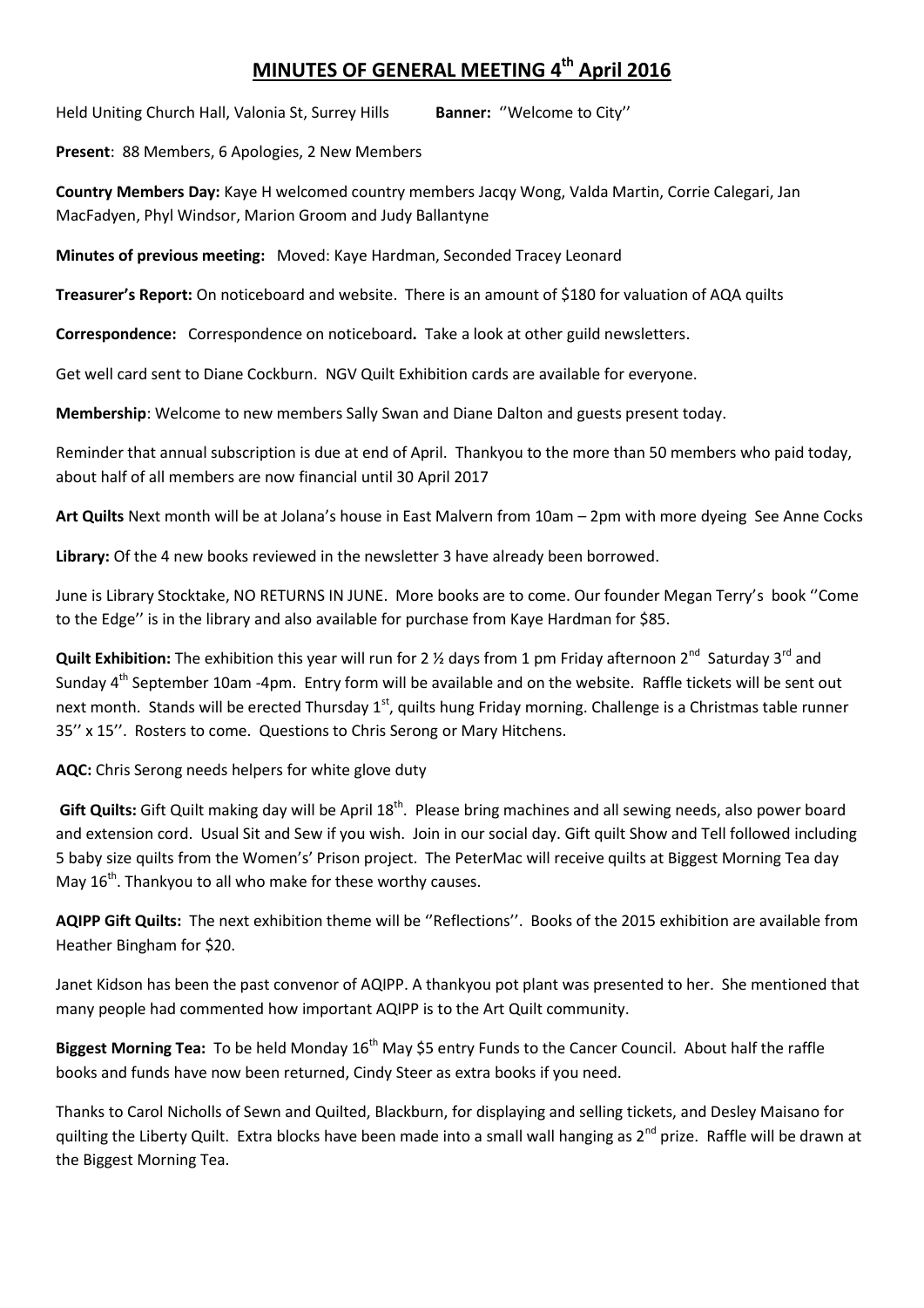# MINUTES OF GENERAL MEETING 4th April 2016

Held Uniting Church Hall, Valonia St, Surrey Hills **Banner:** ''Welcome to City''

**Present**: 88 Members, 6 Apologies, 2 New Members

**Country Members Day:** Kaye H welcomed country members Jacqy Wong, Valda Martin, Corrie Calegari, Jan MacFadyen, Phyl Windsor, Marion Groom and Judy Ballantyne

**Minutes of previous meeting:** Moved: Kaye Hardman, Seconded Tracey Leonard

**Treasurer's Report:** On noticeboard and website. There is an amount of $180 for valuation of AQA quilts

**Correspondence:** Correspondence on noticeboard**.** Take a look at other guild newsletters.

Get well card sent to Diane Cockburn. NGV Quilt Exhibition cards are available for everyone.

**Membership**: Welcome to new members Sally Swan and Diane Dalton and guests present today.

Reminder that annual subscription is due at end of April. Thankyou to the more than 50 members who paid today, about half of all members are now financial until 30 April 2017

**Art Quilts** Next month will be at Jolana's house in East Malvern from 10am – 2pm with more dyeing See Anne Cocks

**Library:** Of the 4 new books reviewed in the newsletter 3 have already been borrowed.

June is Library Stocktake, NO RETURNS IN JUNE. More books are to come. Our founder Megan Terry's book ''Come to the Edge'' is in the library and also available for purchase from Kaye Hardman for $85.

**Quilt Exhibition:** The exhibition this year will run for 2 ½ days from 1 pm Friday afternoon 2nd Saturday 3rd and Sunday 4th September 10am -4pm. Entry form will be available and on the website. Raffle tickets will be sent out next month. Stands will be erected Thursday 1st, quilts hung Friday morning. Challenge is a Christmas table runner 35'' x 15''. Rosters to come. Questions to Chris Serong or Mary Hitchens.

**AQC:** Chris Serong needs helpers for white glove duty

**Gift Quilts:** Gift Quilt making day will be April 18th. Please bring machines and all sewing needs, also power board and extension cord. Usual Sit and Sew if you wish. Join in our social day. Gift quilt Show and Tell followed including 5 baby size quilts from the Women's' Prison project. The PeterMac will receive quilts at Biggest Morning Tea day May 16th. Thankyou to all who make for these worthy causes.

**AQIPP Gift Quilts:** The next exhibition theme will be ''Reflections''. Books of the 2015 exhibition are available from Heather Bingham for $20.

Janet Kidson has been the past convenor of AQIPP. A thankyou pot plant was presented to her. She mentioned that many people had commented how important AQIPP is to the Art Quilt community.

**Biggest Morning Tea:** To be held Monday 16th May $5 entry Funds to the Cancer Council. About half the raffle books and funds have now been returned, Cindy Steer as extra books if you need.

Thanks to Carol Nicholls of Sewn and Quilted, Blackburn, for displaying and selling tickets, and Desley Maisano for quilting the Liberty Quilt. Extra blocks have been made into a small wall hanging as 2nd prize. Raffle will be drawn at the Biggest Morning Tea.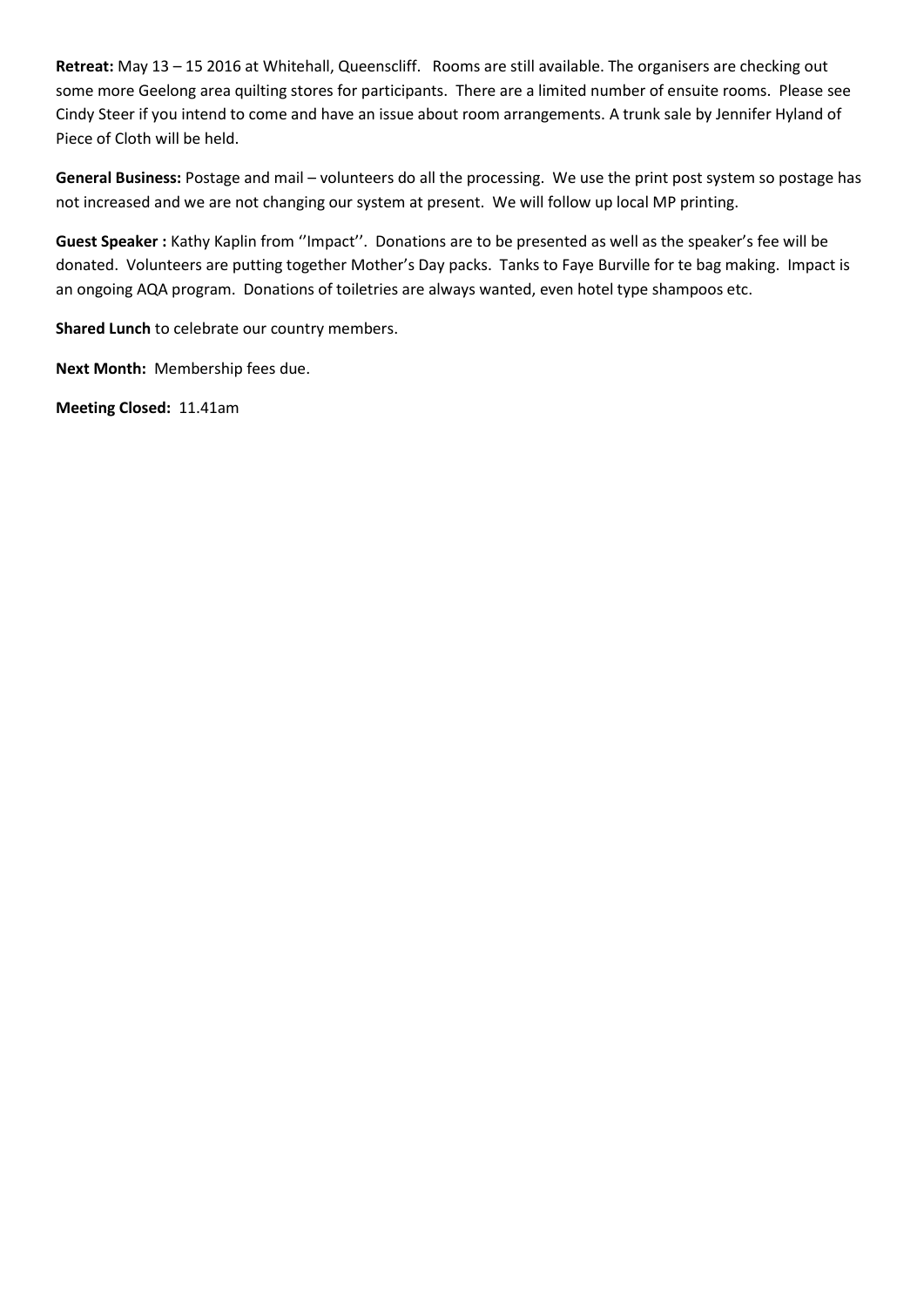**Retreat:** May 13 – 15 2016 at Whitehall, Queenscliff. Rooms are still available. The organisers are checking out some more Geelong area quilting stores for participants. There are a limited number of ensuite rooms. Please see Cindy Steer if you intend to come and have an issue about room arrangements. A trunk sale by Jennifer Hyland of Piece of Cloth will be held.

**General Business:** Postage and mail – volunteers do all the processing. We use the print post system so postage has not increased and we are not changing our system at present. We will follow up local MP printing.

**Guest Speaker :** Kathy Kaplin from ''Impact''. Donations are to be presented as well as the speaker's fee will be donated. Volunteers are putting together Mother's Day packs. Tanks to Faye Burville for te bag making. Impact is an ongoing AQA program. Donations of toiletries are always wanted, even hotel type shampoos etc.

**Shared Lunch** to celebrate our country members.

**Next Month:** Membership fees due.

**Meeting Closed:** 11.41am